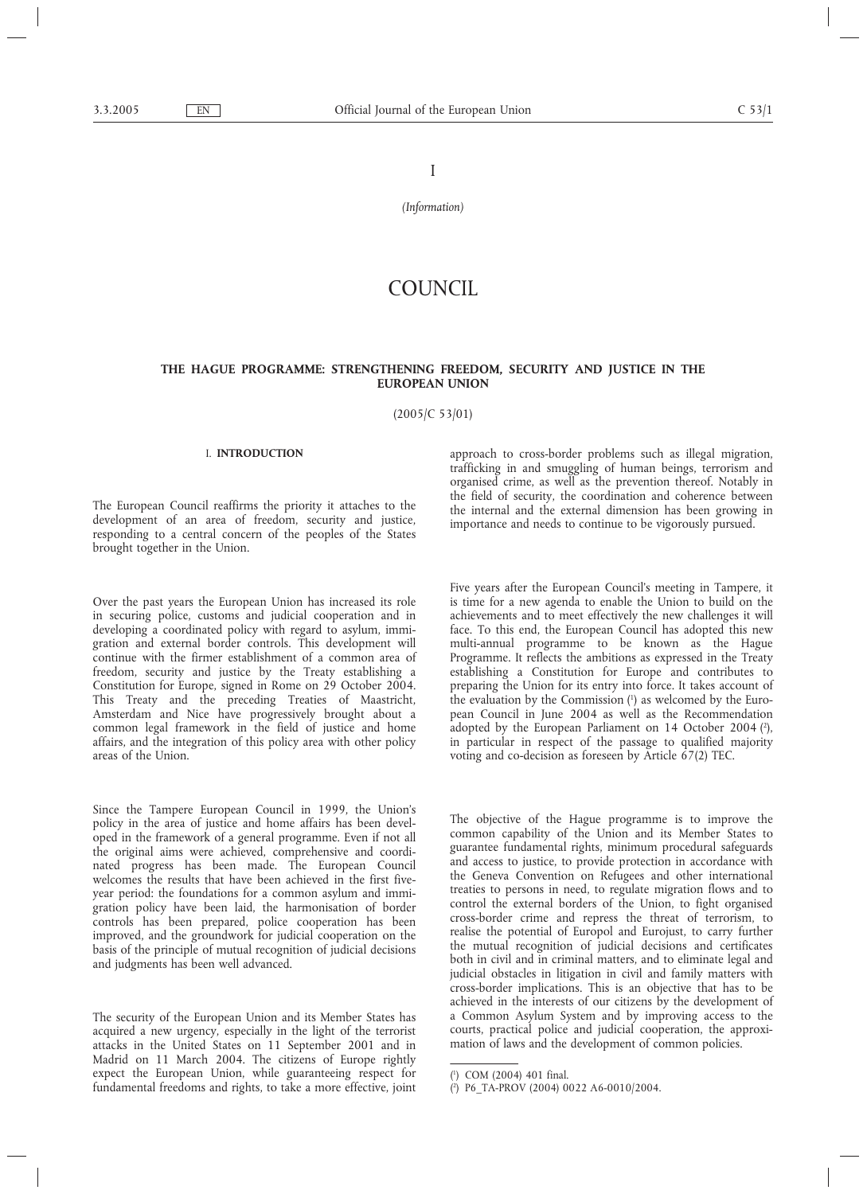I

*(Information)*

# COUNCIL

## THE HAGUE PROGRAMME: STRENGTHENING FREEDOM, SECURITY AND JUSTICE IN THE EUROPEAN UNION

(2005/C 53/01)

### I. INTRODUCTION

The European Council reaffirms the priority it attaches to the development of an area of freedom, security and justice, responding to a central concern of the peoples of the States brought together in the Union.

Over the past years the European Union has increased its role in securing police, customs and judicial cooperation and in developing a coordinated policy with regard to asylum, immigration and external border controls. This development will continue with the firmer establishment of a common area of freedom, security and justice by the Treaty establishing a Constitution for Europe, signed in Rome on 29 October 2004. This Treaty and the preceding Treaties of Maastricht, Amsterdam and Nice have progressively brought about a common legal framework in the field of justice and home affairs, and the integration of this policy area with other policy areas of the Union.

Since the Tampere European Council in 1999, the Union's policy in the area of justice and home affairs has been developed in the framework of a general programme. Even if not all the original aims were achieved, comprehensive and coordinated progress has been made. The European Council welcomes the results that have been achieved in the first five-year period: the foundations for a common asylum and immigration policy have been laid, the harmonisation of border controls has been prepared, police cooperation has been improved, and the groundwork for judicial cooperation on the basis of the principle of mutual recognition of judicial decisions and judgments has been well advanced.

The security of the European Union and its Member States has acquired a new urgency, especially in the light of the terrorist attacks in the United States on 11 September 2001 and in Madrid on 11 March 2004. The citizens of Europe rightly expect the European Union, while guaranteeing respect for fundamental freedoms and rights, to take a more effective, joint approach to cross-border problems such as illegal migration, trafficking in and smuggling of human beings, terrorism and organised crime, as well as the prevention thereof. Notably in the field of security, the coordination and coherence between the internal and the external dimension has been growing in importance and needs to continue to be vigorously pursued.

Five years after the European Council's meeting in Tampere, it is time for a new agenda to enable the Union to build on the achievements and to meet effectively the new challenges it will face. To this end, the European Council has adopted this new multi-annual programme to be known as the Hague Programme. It reflects the ambitions as expressed in the Treaty establishing a Constitution for Europe and contributes to preparing the Union for its entry into force. It takes account of the evaluation by the Commission [1] as welcomed by the European Council in June 2004 as well as the Recommendation adopted by the European Parliament on 14 October 2004 [2], in particular in respect of the passage to qualified majority voting and co-decision as foreseen by Article 67(2) TEC.

The objective of the Hague programme is to improve the common capability of the Union and its Member States to guarantee fundamental rights, minimum procedural safeguards and access to justice, to provide protection in accordance with the Geneva Convention on Refugees and other international treaties to persons in need, to regulate migration flows and to control the external borders of the Union, to fight organised cross-border crime and repress the threat of terrorism, to realise the potential of Europol and Eurojust, to carry further the mutual recognition of judicial decisions and certificates both in civil and in criminal matters, and to eliminate legal and judicial obstacles in litigation in civil and family matters with cross-border implications. This is an objective that has to be achieved in the interests of our citizens by the development of a Common Asylum System and by improving access to the courts, practical police and judicial cooperation, the approximation of laws and the development of common policies.

[1] COM (2004) 401 final.

[2] P6_TA-PROV (2004) 0022 A6-0010/2004.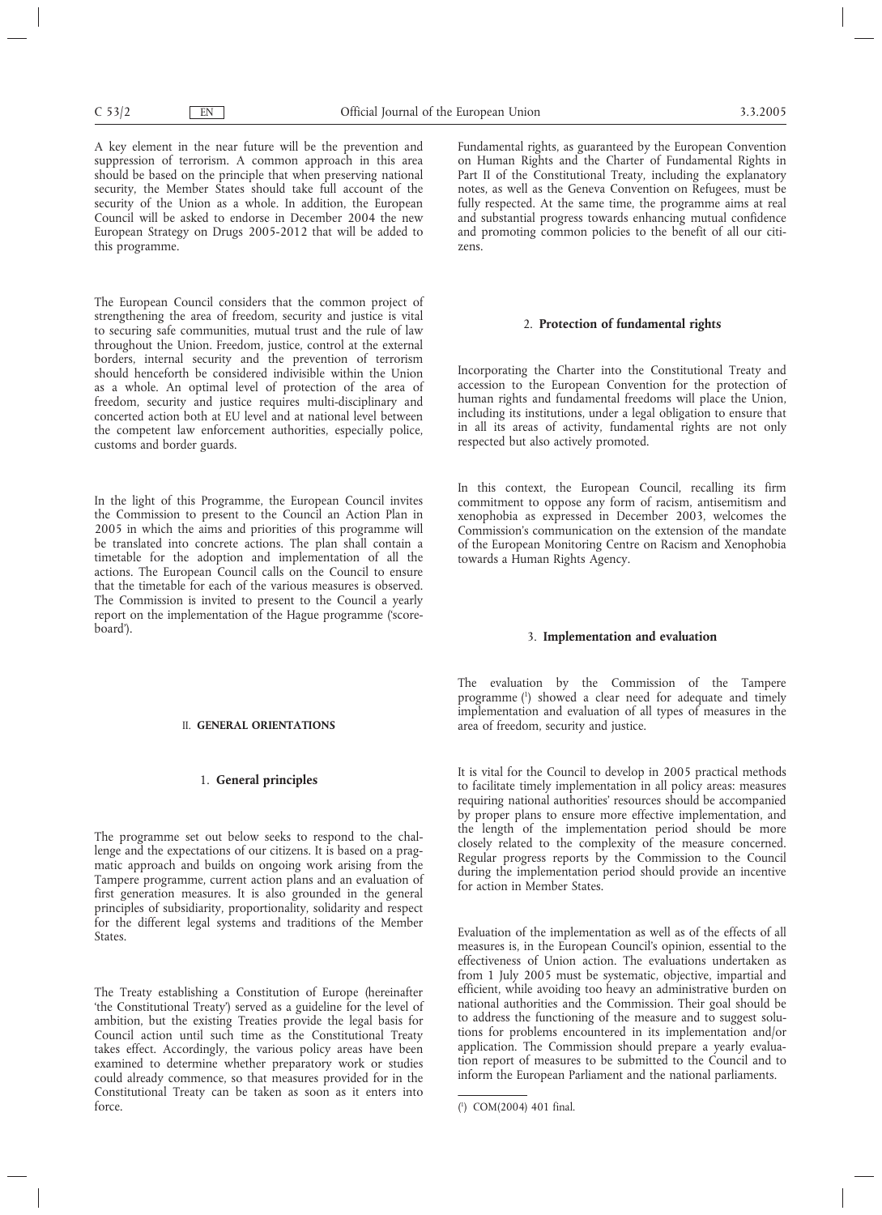A key element in the near future will be the prevention and suppression of terrorism. A common approach in this area should be based on the principle that when preserving national security, the Member States should take full account of the security of the Union as a whole. In addition, the European Council will be asked to endorse in December 2004 the new European Strategy on Drugs 2005-2012 that will be added to this programme.

The European Council considers that the common project of strengthening the area of freedom, security and justice is vital to securing safe communities, mutual trust and the rule of law throughout the Union. Freedom, justice, control at the external borders, internal security and the prevention of terrorism should henceforth be considered indivisible within the Union as a whole. An optimal level of protection of the area of freedom, security and justice requires multi-disciplinary and concerted action both at EU level and at national level between the competent law enforcement authorities, especially police, customs and border guards.

In the light of this Programme, the European Council invites the Commission to present to the Council an Action Plan in 2005 in which the aims and priorities of this programme will be translated into concrete actions. The plan shall contain a timetable for the adoption and implementation of all the actions. The European Council calls on the Council to ensure that the timetable for each of the various measures is observed. The Commission is invited to present to the Council a yearly report on the implementation of the Hague programme ('scoreboard').

## II. GENERAL ORIENTATIONS

### 1. General principles

The programme set out below seeks to respond to the challenge and the expectations of our citizens. It is based on a pragmatic approach and builds on ongoing work arising from the Tampere programme, current action plans and an evaluation of first generation measures. It is also grounded in the general principles of subsidiarity, proportionality, solidarity and respect for the different legal systems and traditions of the Member States.

The Treaty establishing a Constitution of Europe (hereinafter 'the Constitutional Treaty') served as a guideline for the level of ambition, but the existing Treaties provide the legal basis for Council action until such time as the Constitutional Treaty takes effect. Accordingly, the various policy areas have been examined to determine whether preparatory work or studies could already commence, so that measures provided for in the Constitutional Treaty can be taken as soon as it enters into force.

Fundamental rights, as guaranteed by the European Convention on Human Rights and the Charter of Fundamental Rights in Part II of the Constitutional Treaty, including the explanatory notes, as well as the Geneva Convention on Refugees, must be fully respected. At the same time, the programme aims at real and substantial progress towards enhancing mutual confidence and promoting common policies to the benefit of all our citizens.

### 2. Protection of fundamental rights

Incorporating the Charter into the Constitutional Treaty and accession to the European Convention for the protection of human rights and fundamental freedoms will place the Union, including its institutions, under a legal obligation to ensure that in all its areas of activity, fundamental rights are not only respected but also actively promoted.

In this context, the European Council, recalling its firm commitment to oppose any form of racism, antisemitism and xenophobia as expressed in December 2003, welcomes the Commission's communication on the extension of the mandate of the European Monitoring Centre on Racism and Xenophobia towards a Human Rights Agency.

### 3. Implementation and evaluation

The evaluation by the Commission of the Tampere programme [1] showed a clear need for adequate and timely implementation and evaluation of all types of measures in the area of freedom, security and justice.

It is vital for the Council to develop in 2005 practical methods to facilitate timely implementation in all policy areas: measures requiring national authorities' resources should be accompanied by proper plans to ensure more effective implementation, and the length of the implementation period should be more closely related to the complexity of the measure concerned. Regular progress reports by the Commission to the Council during the implementation period should provide an incentive for action in Member States.

Evaluation of the implementation as well as of the effects of all measures is, in the European Council's opinion, essential to the effectiveness of Union action. The evaluations undertaken as from 1 July 2005 must be systematic, objective, impartial and efficient, while avoiding too heavy an administrative burden on national authorities and the Commission. Their goal should be to address the functioning of the measure and to suggest solutions for problems encountered in its implementation and/or application. The Commission should prepare a yearly evaluation report of measures to be submitted to the Council and to inform the European Parliament and the national parliaments.

---

[1] COM(2004) 401 final.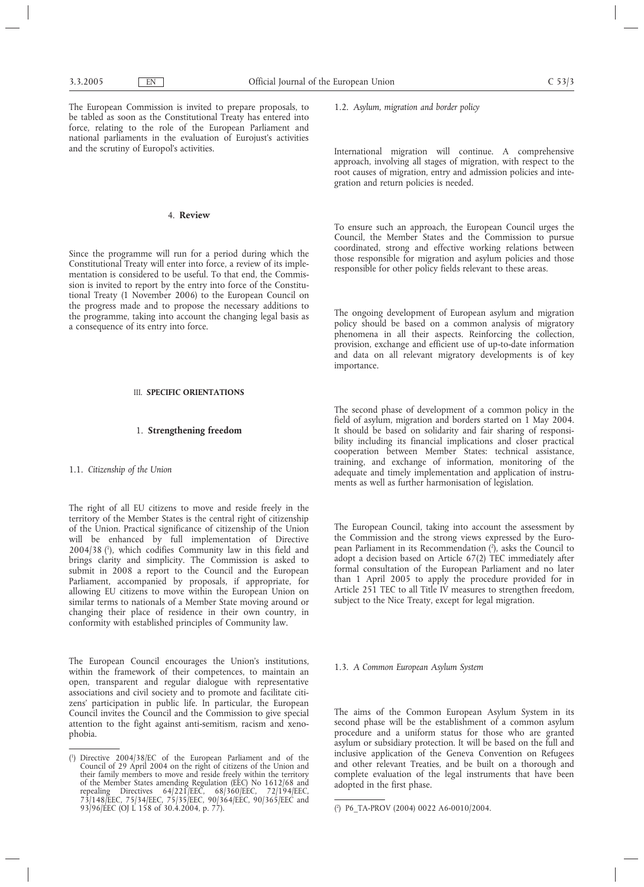The European Commission is invited to prepare proposals, to be tabled as soon as the Constitutional Treaty has entered into force, relating to the role of the European Parliament and national parliaments in the evaluation of Eurojust's activities and the scrutiny of Europol's activities.

## 4. **Review**

Since the programme will run for a period during which the Constitutional Treaty will enter into force, a review of its implementation is considered to be useful. To that end, the Commission is invited to report by the entry into force of the Constitutional Treaty (1 November 2006) to the European Council on the progress made and to propose the necessary additions to the programme, taking into account the changing legal basis as a consequence of its entry into force.

# III. **SPECIFIC ORIENTATIONS**

## 1. **Strengthening freedom**

### 1.1. *Citizenship of the Union*

The right of all EU citizens to move and reside freely in the territory of the Member States is the central right of citizenship of the Union. Practical significance of citizenship of the Union will be enhanced by full implementation of Directive 2004/38 [1], which codifies Community law in this field and brings clarity and simplicity. The Commission is asked to submit in 2008 a report to the Council and the European Parliament, accompanied by proposals, if appropriate, for allowing EU citizens to move within the European Union on similar terms to nationals of a Member State moving around or changing their place of residence in their own country, in conformity with established principles of Community law.

The European Council encourages the Union's institutions, within the framework of their competences, to maintain an open, transparent and regular dialogue with representative associations and civil society and to promote and facilitate citizens' participation in public life. In particular, the European Council invites the Council and the Commission to give special attention to the fight against anti-semitism, racism and xenophobia.

[1] Directive 2004/38/EC of the European Parliament and of the Council of 29 April 2004 on the right of citizens of the Union and their family members to move and reside freely within the territory of the Member States amending Regulation (EEC) No 1612/68 and repealing Directives 64/221/EEC, 68/360/EEC, 72/194/EEC, 73/148/EEC, 75/34/EEC, 75/35/EEC, 90/364/EEC, 90/365/EEC and 93/96/EEC (OJ L 158 of 30.4.2004, p. 77).

### 1.2. *Asylum, migration and border policy*

International migration will continue. A comprehensive approach, involving all stages of migration, with respect to the root causes of migration, entry and admission policies and integration and return policies is needed.

To ensure such an approach, the European Council urges the Council, the Member States and the Commission to pursue coordinated, strong and effective working relations between those responsible for migration and asylum policies and those responsible for other policy fields relevant to these areas.

The ongoing development of European asylum and migration policy should be based on a common analysis of migratory phenomena in all their aspects. Reinforcing the collection, provision, exchange and efficient use of up-to-date information and data on all relevant migratory developments is of key importance.

The second phase of development of a common policy in the field of asylum, migration and borders started on 1 May 2004. It should be based on solidarity and fair sharing of responsibility including its financial implications and closer practical cooperation between Member States: technical assistance, training, and exchange of information, monitoring of the adequate and timely implementation and application of instruments as well as further harmonisation of legislation.

The European Council, taking into account the assessment by the Commission and the strong views expressed by the European Parliament in its Recommendation [2], asks the Council to adopt a decision based on Article 67(2) TEC immediately after formal consultation of the European Parliament and no later than 1 April 2005 to apply the procedure provided for in Article 251 TEC to all Title IV measures to strengthen freedom, subject to the Nice Treaty, except for legal migration.

### 1.3. *A Common European Asylum System*

The aims of the Common European Asylum System in its second phase will be the establishment of a common asylum procedure and a uniform status for those who are granted asylum or subsidiary protection. It will be based on the full and inclusive application of the Geneva Convention on Refugees and other relevant Treaties, and be built on a thorough and complete evaluation of the legal instruments that have been adopted in the first phase.

[2] P6_TA-PROV (2004) 0022 A6-0010/2004.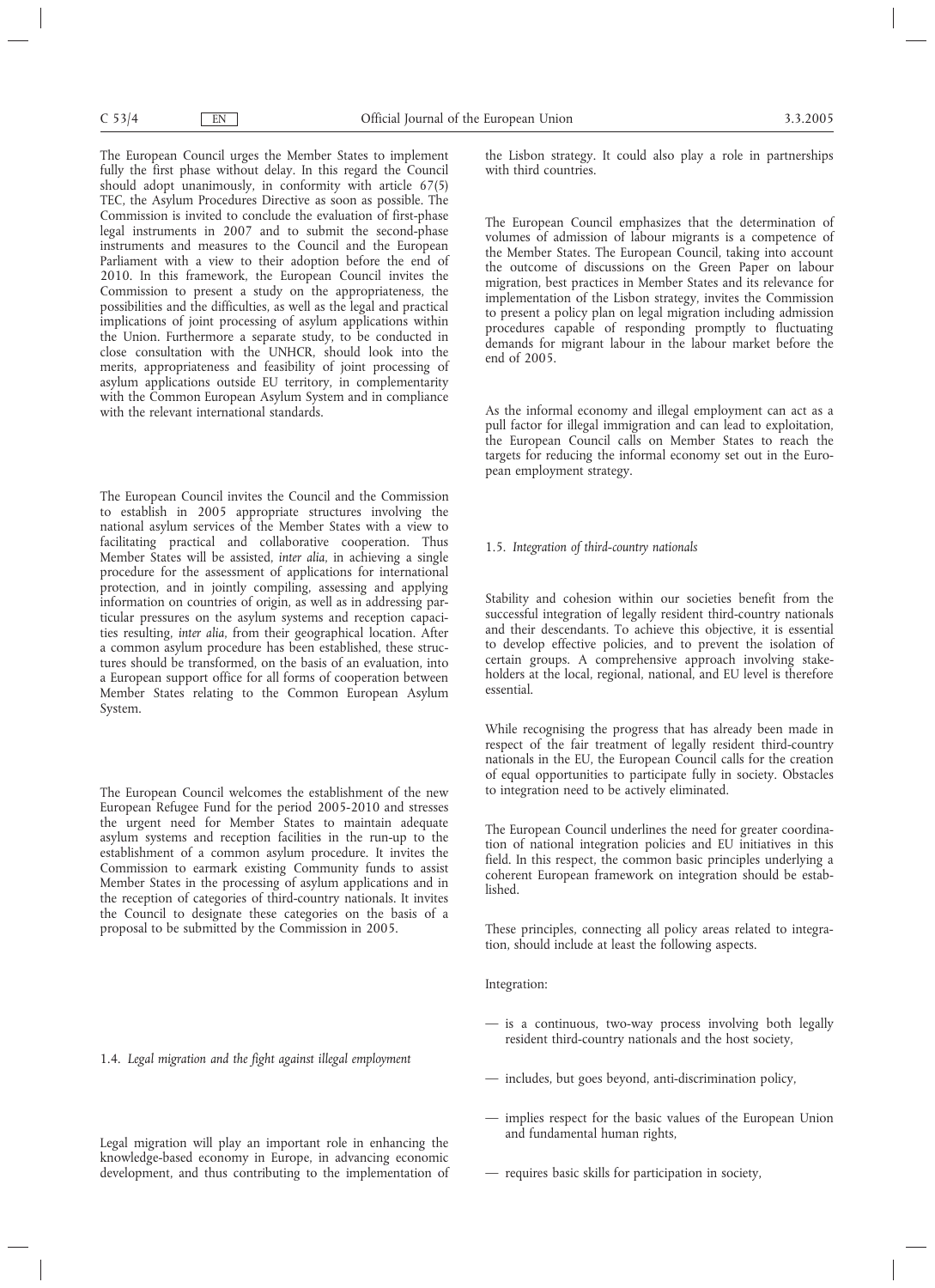The European Council urges the Member States to implement fully the first phase without delay. In this regard the Council should adopt unanimously, in conformity with article 67(5) TEC, the Asylum Procedures Directive as soon as possible. The Commission is invited to conclude the evaluation of first-phase legal instruments in 2007 and to submit the second-phase instruments and measures to the Council and the European Parliament with a view to their adoption before the end of 2010. In this framework, the European Council invites the Commission to present a study on the appropriateness, the possibilities and the difficulties, as well as the legal and practical implications of joint processing of asylum applications within the Union. Furthermore a separate study, to be conducted in close consultation with the UNHCR, should look into the merits, appropriateness and feasibility of joint processing of asylum applications outside EU territory, in complementarity with the Common European Asylum System and in compliance with the relevant international standards.

The European Council invites the Council and the Commission to establish in 2005 appropriate structures involving the national asylum services of the Member States with a view to facilitating practical and collaborative cooperation. Thus Member States will be assisted, *inter alia*, in achieving a single procedure for the assessment of applications for international protection, and in jointly compiling, assessing and applying information on countries of origin, as well as in addressing particular pressures on the asylum systems and reception capacities resulting, *inter alia*, from their geographical location. After a common asylum procedure has been established, these structures should be transformed, on the basis of an evaluation, into a European support office for all forms of cooperation between Member States relating to the Common European Asylum System.

The European Council welcomes the establishment of the new European Refugee Fund for the period 2005-2010 and stresses the urgent need for Member States to maintain adequate asylum systems and reception facilities in the run-up to the establishment of a common asylum procedure. It invites the Commission to earmark existing Community funds to assist Member States in the processing of asylum applications and in the reception of categories of third-country nationals. It invites the Council to designate these categories on the basis of a proposal to be submitted by the Commission in 2005.

### 1.4. *Legal migration and the fight against illegal employment*

Legal migration will play an important role in enhancing the knowledge-based economy in Europe, in advancing economic development, and thus contributing to the implementation of the Lisbon strategy. It could also play a role in partnerships with third countries.

The European Council emphasizes that the determination of volumes of admission of labour migrants is a competence of the Member States. The European Council, taking into account the outcome of discussions on the Green Paper on labour migration, best practices in Member States and its relevance for implementation of the Lisbon strategy, invites the Commission to present a policy plan on legal migration including admission procedures capable of responding promptly to fluctuating demands for migrant labour in the labour market before the end of 2005.

As the informal economy and illegal employment can act as a pull factor for illegal immigration and can lead to exploitation, the European Council calls on Member States to reach the targets for reducing the informal economy set out in the European employment strategy.

### 1.5. *Integration of third-country nationals*

Stability and cohesion within our societies benefit from the successful integration of legally resident third-country nationals and their descendants. To achieve this objective, it is essential to develop effective policies, and to prevent the isolation of certain groups. A comprehensive approach involving stakeholders at the local, regional, national, and EU level is therefore essential.

While recognising the progress that has already been made in respect of the fair treatment of legally resident third-country nationals in the EU, the European Council calls for the creation of equal opportunities to participate fully in society. Obstacles to integration need to be actively eliminated.

The European Council underlines the need for greater coordination of national integration policies and EU initiatives in this field. In this respect, the common basic principles underlying a coherent European framework on integration should be established.

These principles, connecting all policy areas related to integration, should include at least the following aspects.

Integration:

- is a continuous, two-way process involving both legally resident third-country nationals and the host society,
- includes, but goes beyond, anti-discrimination policy,
- implies respect for the basic values of the European Union and fundamental human rights,
- requires basic skills for participation in society,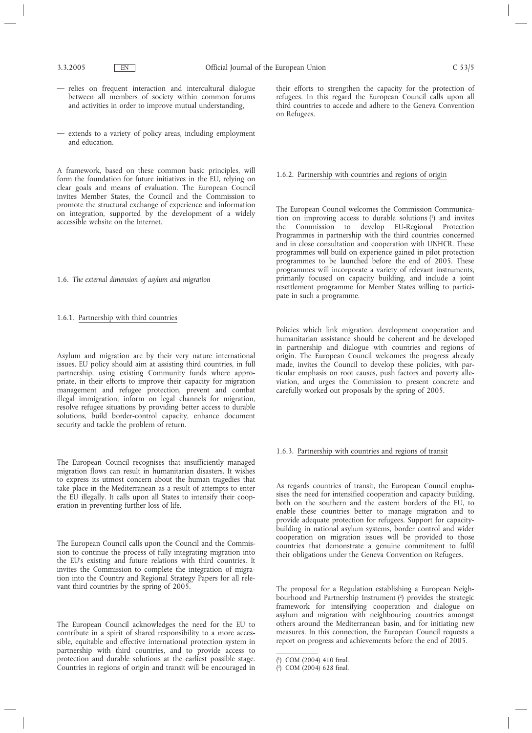— relies on frequent interaction and intercultural dialogue between all members of society within common forums and activities in order to improve mutual understanding,

— extends to a variety of policy areas, including employment and education.

A framework, based on these common basic principles, will form the foundation for future initiatives in the EU, relying on clear goals and means of evaluation. The European Council invites Member States, the Council and the Commission to promote the structural exchange of experience and information on integration, supported by the development of a widely accessible website on the Internet.

### 1.6. *The external dimension of asylum and migration*

#### 1.6.1. Partnership with third countries

Asylum and migration are by their very nature international issues. EU policy should aim at assisting third countries, in full partnership, using existing Community funds where appropriate, in their efforts to improve their capacity for migration management and refugee protection, prevent and combat illegal immigration, inform on legal channels for migration, resolve refugee situations by providing better access to durable solutions, build border-control capacity, enhance document security and tackle the problem of return.

The European Council recognises that insufficiently managed migration flows can result in humanitarian disasters. It wishes to express its utmost concern about the human tragedies that take place in the Mediterranean as a result of attempts to enter the EU illegally. It calls upon all States to intensify their cooperation in preventing further loss of life.

The European Council calls upon the Council and the Commission to continue the process of fully integrating migration into the EU's existing and future relations with third countries. It invites the Commission to complete the integration of migration into the Country and Regional Strategy Papers for all relevant third countries by the spring of 2005.

The European Council acknowledges the need for the EU to contribute in a spirit of shared responsibility to a more accessible, equitable and effective international protection system in partnership with third countries, and to provide access to protection and durable solutions at the earliest possible stage. Countries in regions of origin and transit will be encouraged in their efforts to strengthen the capacity for the protection of refugees. In this regard the European Council calls upon all third countries to accede and adhere to the Geneva Convention on Refugees.

#### 1.6.2. Partnership with countries and regions of origin

The European Council welcomes the Commission Communication on improving access to durable solutions [1] and invites the Commission to develop EU-Regional Protection Programmes in partnership with the third countries concerned and in close consultation and cooperation with UNHCR. These programmes will build on experience gained in pilot protection programmes to be launched before the end of 2005. These programmes will incorporate a variety of relevant instruments, primarily focused on capacity building, and include a joint resettlement programme for Member States willing to participate in such a programme.

Policies which link migration, development cooperation and humanitarian assistance should be coherent and be developed in partnership and dialogue with countries and regions of origin. The European Council welcomes the progress already made, invites the Council to develop these policies, with particular emphasis on root causes, push factors and poverty alleviation, and urges the Commission to present concrete and carefully worked out proposals by the spring of 2005.

#### 1.6.3. Partnership with countries and regions of transit

As regards countries of transit, the European Council emphasises the need for intensified cooperation and capacity building, both on the southern and the eastern borders of the EU, to enable these countries better to manage migration and to provide adequate protection for refugees. Support for capacity-building in national asylum systems, border control and wider cooperation on migration issues will be provided to those countries that demonstrate a genuine commitment to fulfil their obligations under the Geneva Convention on Refugees.

The proposal for a Regulation establishing a European Neighbourhood and Partnership Instrument [2] provides the strategic framework for intensifying cooperation and dialogue on asylum and migration with neighbouring countries amongst others around the Mediterranean basin, and for initiating new measures. In this connection, the European Council requests a report on progress and achievements before the end of 2005.

---

[1] COM (2004) 410 final.

[2] COM (2004) 628 final.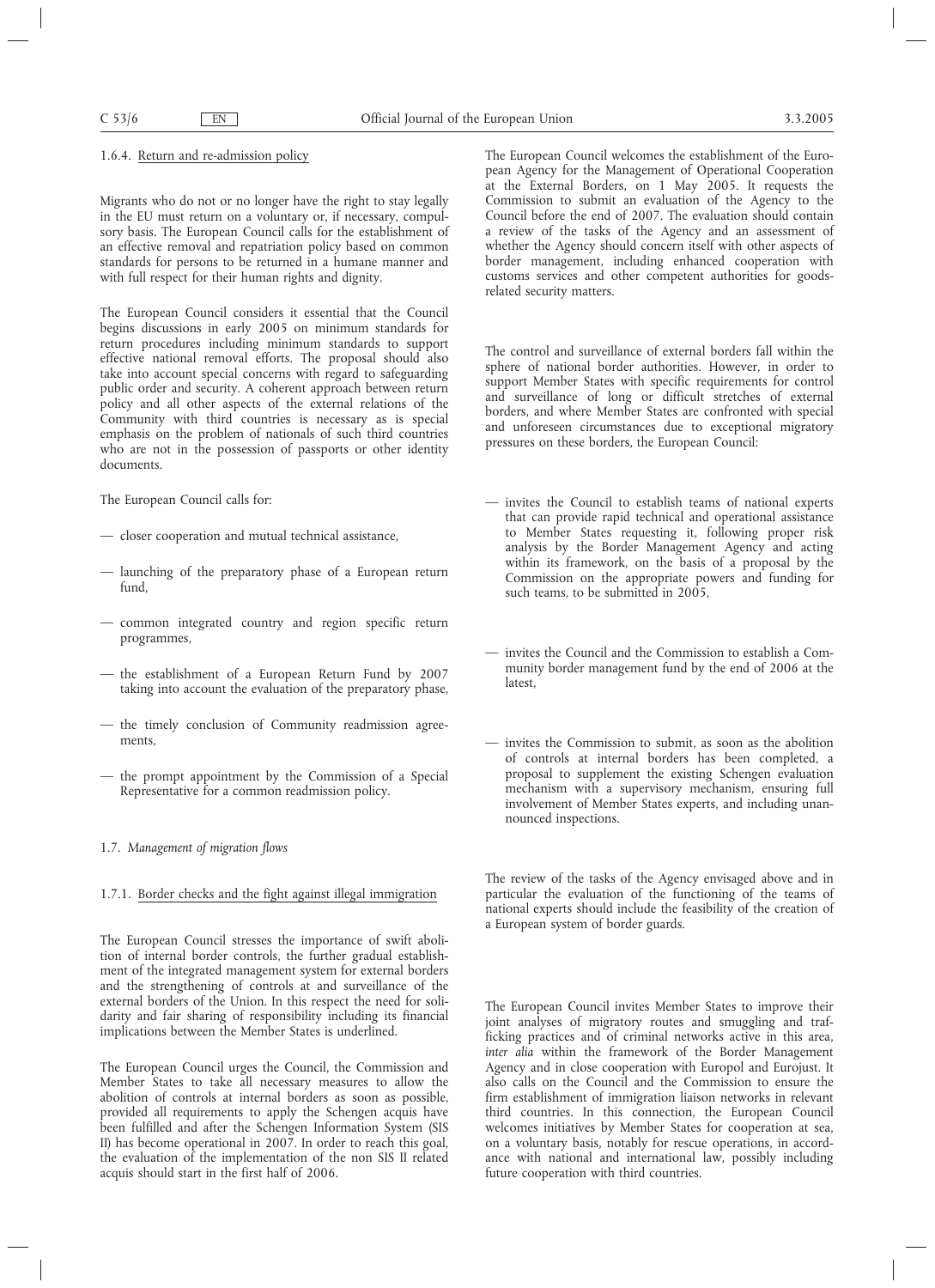#### 1.6.4. Return and re-admission policy

Migrants who do not or no longer have the right to stay legally in the EU must return on a voluntary or, if necessary, compulsory basis. The European Council calls for the establishment of an effective removal and repatriation policy based on common standards for persons to be returned in a humane manner and with full respect for their human rights and dignity.

The European Council considers it essential that the Council begins discussions in early 2005 on minimum standards for return procedures including minimum standards to support effective national removal efforts. The proposal should also take into account special concerns with regard to safeguarding public order and security. A coherent approach between return policy and all other aspects of the external relations of the Community with third countries is necessary as is special emphasis on the problem of nationals of such third countries who are not in the possession of passports or other identity documents.

The European Council calls for:

- closer cooperation and mutual technical assistance,
- launching of the preparatory phase of a European return fund,
- common integrated country and region specific return programmes,
- the establishment of a European Return Fund by 2007 taking into account the evaluation of the preparatory phase,
- the timely conclusion of Community readmission agreements,
- the prompt appointment by the Commission of a Special Representative for a common readmission policy.

### 1.7. *Management of migration flows*

#### 1.7.1. Border checks and the fight against illegal immigration

The European Council stresses the importance of swift abolition of internal border controls, the further gradual establishment of the integrated management system for external borders and the strengthening of controls at and surveillance of the external borders of the Union. In this respect the need for solidarity and fair sharing of responsibility including its financial implications between the Member States is underlined.

The European Council urges the Council, the Commission and Member States to take all necessary measures to allow the abolition of controls at internal borders as soon as possible, provided all requirements to apply the Schengen acquis have been fulfilled and after the Schengen Information System (SIS II) has become operational in 2007. In order to reach this goal, the evaluation of the implementation of the non SIS II related acquis should start in the first half of 2006.

The European Council welcomes the establishment of the European Agency for the Management of Operational Cooperation at the External Borders, on 1 May 2005. It requests the Commission to submit an evaluation of the Agency to the Council before the end of 2007. The evaluation should contain a review of the tasks of the Agency and an assessment of whether the Agency should concern itself with other aspects of border management, including enhanced cooperation with customs services and other competent authorities for goods-related security matters.

The control and surveillance of external borders fall within the sphere of national border authorities. However, in order to support Member States with specific requirements for control and surveillance of long or difficult stretches of external borders, and where Member States are confronted with special and unforeseen circumstances due to exceptional migratory pressures on these borders, the European Council:

- invites the Council to establish teams of national experts that can provide rapid technical and operational assistance to Member States requesting it, following proper risk analysis by the Border Management Agency and acting within its framework, on the basis of a proposal by the Commission on the appropriate powers and funding for such teams, to be submitted in 2005,
- invites the Council and the Commission to establish a Community border management fund by the end of 2006 at the latest,
- invites the Commission to submit, as soon as the abolition of controls at internal borders has been completed, a proposal to supplement the existing Schengen evaluation mechanism with a supervisory mechanism, ensuring full involvement of Member States experts, and including unannounced inspections.

The review of the tasks of the Agency envisaged above and in particular the evaluation of the functioning of the teams of national experts should include the feasibility of the creation of a European system of border guards.

The European Council invites Member States to improve their joint analyses of migratory routes and smuggling and trafficking practices and of criminal networks active in this area, *inter alia* within the framework of the Border Management Agency and in close cooperation with Europol and Eurojust. It also calls on the Council and the Commission to ensure the firm establishment of immigration liaison networks in relevant third countries. In this connection, the European Council welcomes initiatives by Member States for cooperation at sea, on a voluntary basis, notably for rescue operations, in accordance with national and international law, possibly including future cooperation with third countries.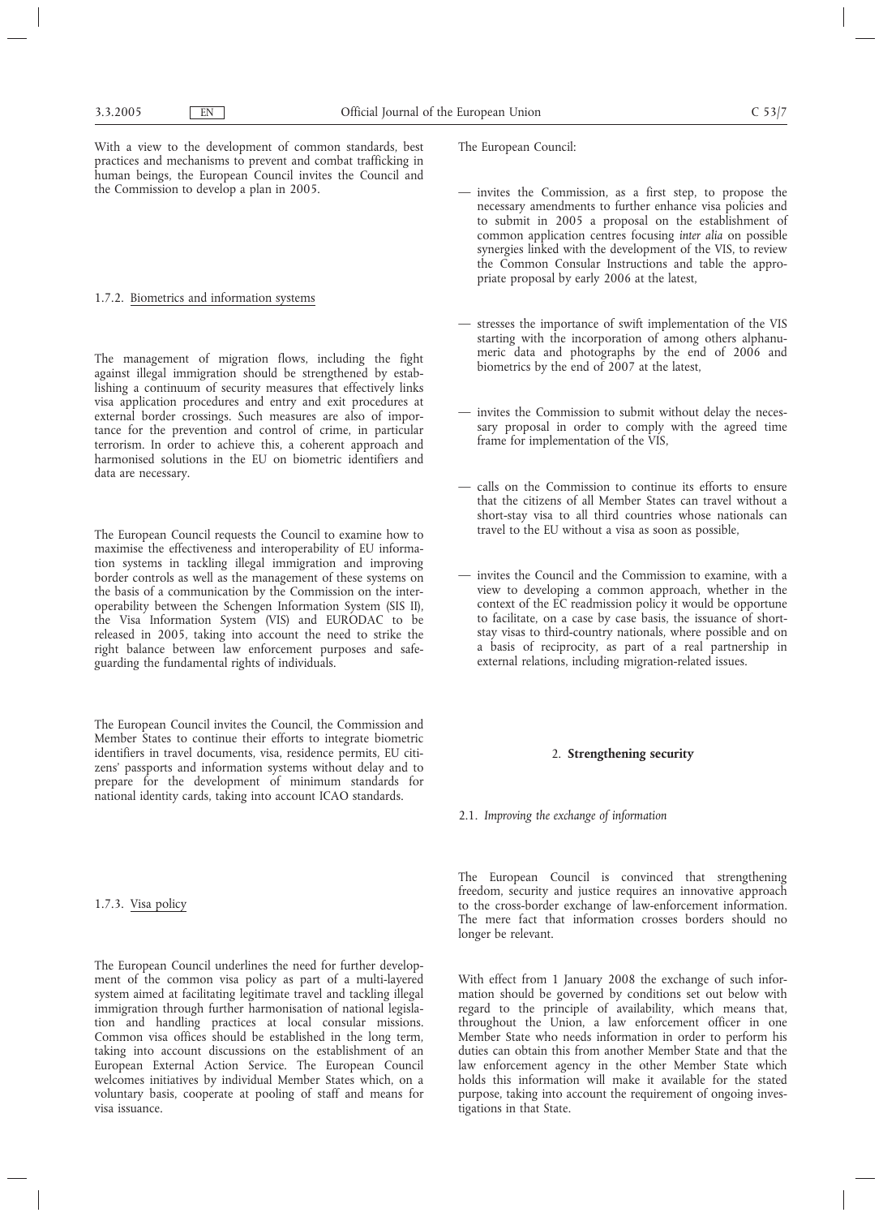With a view to the development of common standards, best practices and mechanisms to prevent and combat trafficking in human beings, the European Council invites the Council and the Commission to develop a plan in 2005.

#### 1.7.2. Biometrics and information systems

The management of migration flows, including the fight against illegal immigration should be strengthened by establishing a continuum of security measures that effectively links visa application procedures and entry and exit procedures at external border crossings. Such measures are also of importance for the prevention and control of crime, in particular terrorism. In order to achieve this, a coherent approach and harmonised solutions in the EU on biometric identifiers and data are necessary.

The European Council requests the Council to examine how to maximise the effectiveness and interoperability of EU information systems in tackling illegal immigration and improving border controls as well as the management of these systems on the basis of a communication by the Commission on the interoperability between the Schengen Information System (SIS II), the Visa Information System (VIS) and EURODAC to be released in 2005, taking into account the need to strike the right balance between law enforcement purposes and safeguarding the fundamental rights of individuals.

The European Council invites the Council, the Commission and Member States to continue their efforts to integrate biometric identifiers in travel documents, visa, residence permits, EU citizens' passports and information systems without delay and to prepare for the development of minimum standards for national identity cards, taking into account ICAO standards.

#### 1.7.3. Visa policy

The European Council underlines the need for further development of the common visa policy as part of a multi-layered system aimed at facilitating legitimate travel and tackling illegal immigration through further harmonisation of national legislation and handling practices at local consular missions. Common visa offices should be established in the long term, taking into account discussions on the establishment of an European External Action Service. The European Council welcomes initiatives by individual Member States which, on a voluntary basis, cooperate at pooling of staff and means for visa issuance.

The European Council:

— invites the Commission, as a first step, to propose the necessary amendments to further enhance visa policies and to submit in 2005 a proposal on the establishment of common application centres focusing *inter alia* on possible synergies linked with the development of the VIS, to review the Common Consular Instructions and table the appropriate proposal by early 2006 at the latest,

— stresses the importance of swift implementation of the VIS starting with the incorporation of among others alphanumeric data and photographs by the end of 2006 and biometrics by the end of 2007 at the latest,

— invites the Commission to submit without delay the necessary proposal in order to comply with the agreed time frame for implementation of the VIS,

— calls on the Commission to continue its efforts to ensure that the citizens of all Member States can travel without a short-stay visa to all third countries whose nationals can travel to the EU without a visa as soon as possible,

— invites the Council and the Commission to examine, with a view to developing a common approach, whether in the context of the EC readmission policy it would be opportune to facilitate, on a case by case basis, the issuance of short-stay visas to third-country nationals, where possible and on a basis of reciprocity, as part of a real partnership in external relations, including migration-related issues.

## 2. **Strengthening security**

### 2.1. *Improving the exchange of information*

The European Council is convinced that strengthening freedom, security and justice requires an innovative approach to the cross-border exchange of law-enforcement information. The mere fact that information crosses borders should no longer be relevant.

With effect from 1 January 2008 the exchange of such information should be governed by conditions set out below with regard to the principle of availability, which means that, throughout the Union, a law enforcement officer in one Member State who needs information in order to perform his duties can obtain this from another Member State and that the law enforcement agency in the other Member State which holds this information will make it available for the stated purpose, taking into account the requirement of ongoing investigations in that State.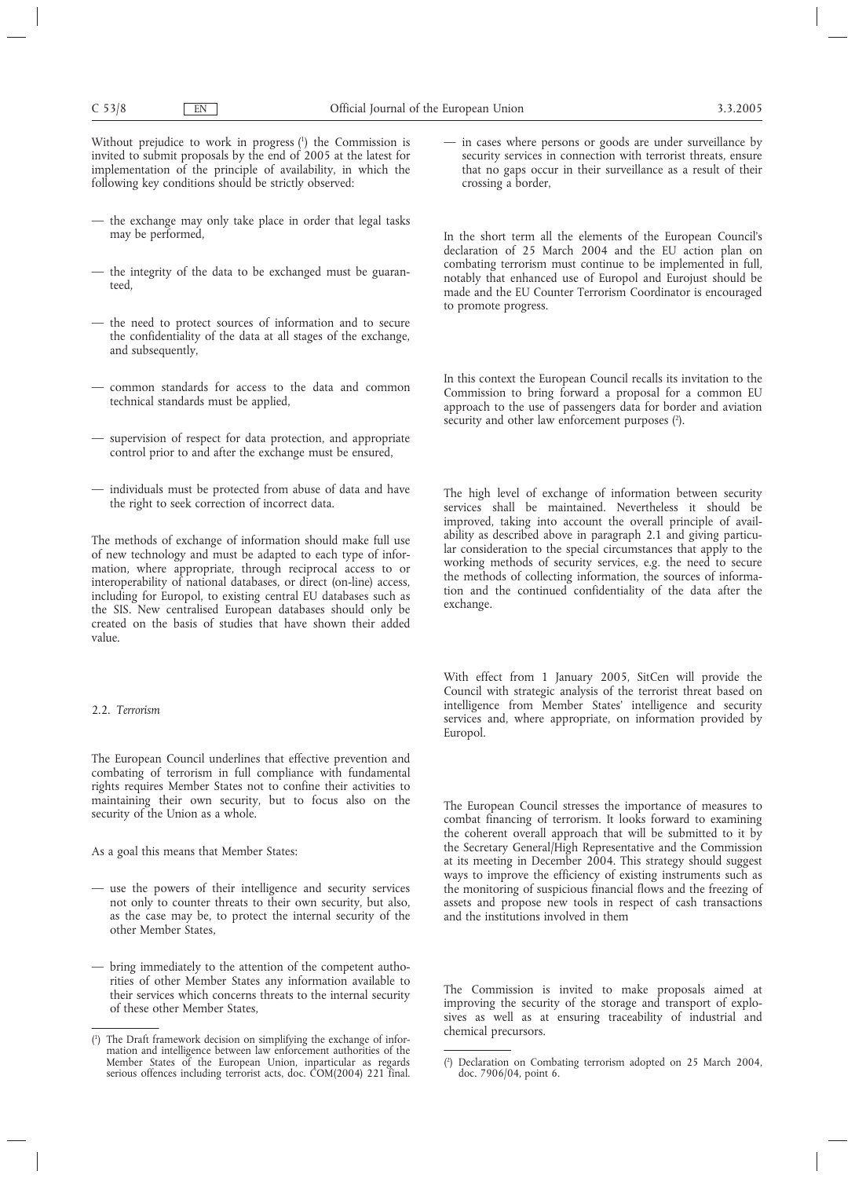Without prejudice to work in progress [1] the Commission is invited to submit proposals by the end of 2005 at the latest for implementation of the principle of availability, in which the following key conditions should be strictly observed:

- the exchange may only take place in order that legal tasks may be performed,
- the integrity of the data to be exchanged must be guaranteed,
- the need to protect sources of information and to secure the confidentiality of the data at all stages of the exchange, and subsequently,
- common standards for access to the data and common technical standards must be applied,
- supervision of respect for data protection, and appropriate control prior to and after the exchange must be ensured,
- individuals must be protected from abuse of data and have the right to seek correction of incorrect data.

The methods of exchange of information should make full use of new technology and must be adapted to each type of information, where appropriate, through reciprocal access to or interoperability of national databases, or direct (on-line) access, including for Europol, to existing central EU databases such as the SIS. New centralised European databases should only be created on the basis of studies that have shown their added value.

### 2.2. *Terrorism*

The European Council underlines that effective prevention and combating of terrorism in full compliance with fundamental rights requires Member States not to confine their activities to maintaining their own security, but to focus also on the security of the Union as a whole.

As a goal this means that Member States:

- use the powers of their intelligence and security services not only to counter threats to their own security, but also, as the case may be, to protect the internal security of the other Member States,
- bring immediately to the attention of the competent authorities of other Member States any information available to their services which concerns threats to the internal security of these other Member States,
- in cases where persons or goods are under surveillance by security services in connection with terrorist threats, ensure that no gaps occur in their surveillance as a result of their crossing a border,

In the short term all the elements of the European Council's declaration of 25 March 2004 and the EU action plan on combating terrorism must continue to be implemented in full, notably that enhanced use of Europol and Eurojust should be made and the EU Counter Terrorism Coordinator is encouraged to promote progress.

In this context the European Council recalls its invitation to the Commission to bring forward a proposal for a common EU approach to the use of passengers data for border and aviation security and other law enforcement purposes [2].

The high level of exchange of information between security services shall be maintained. Nevertheless it should be improved, taking into account the overall principle of availability as described above in paragraph 2.1 and giving particular consideration to the special circumstances that apply to the working methods of security services, e.g. the need to secure the methods of collecting information, the sources of information and the continued confidentiality of the data after the exchange.

With effect from 1 January 2005, SitCen will provide the Council with strategic analysis of the terrorist threat based on intelligence from Member States' intelligence and security services and, where appropriate, on information provided by Europol.

The European Council stresses the importance of measures to combat financing of terrorism. It looks forward to examining the coherent overall approach that will be submitted to it by the Secretary General/High Representative and the Commission at its meeting in December 2004. This strategy should suggest ways to improve the efficiency of existing instruments such as the monitoring of suspicious financial flows and the freezing of assets and propose new tools in respect of cash transactions and the institutions involved in them

The Commission is invited to make proposals aimed at improving the security of the storage and transport of explosives as well as at ensuring traceability of industrial and chemical precursors.

---

[1] The Draft framework decision on simplifying the exchange of information and intelligence between law enforcement authorities of the Member States of the European Union, inparticular as regards serious offences including terrorist acts, doc. COM(2004) 221 final.

[2] Declaration on Combating terrorism adopted on 25 March 2004, doc. 7906/04, point 6.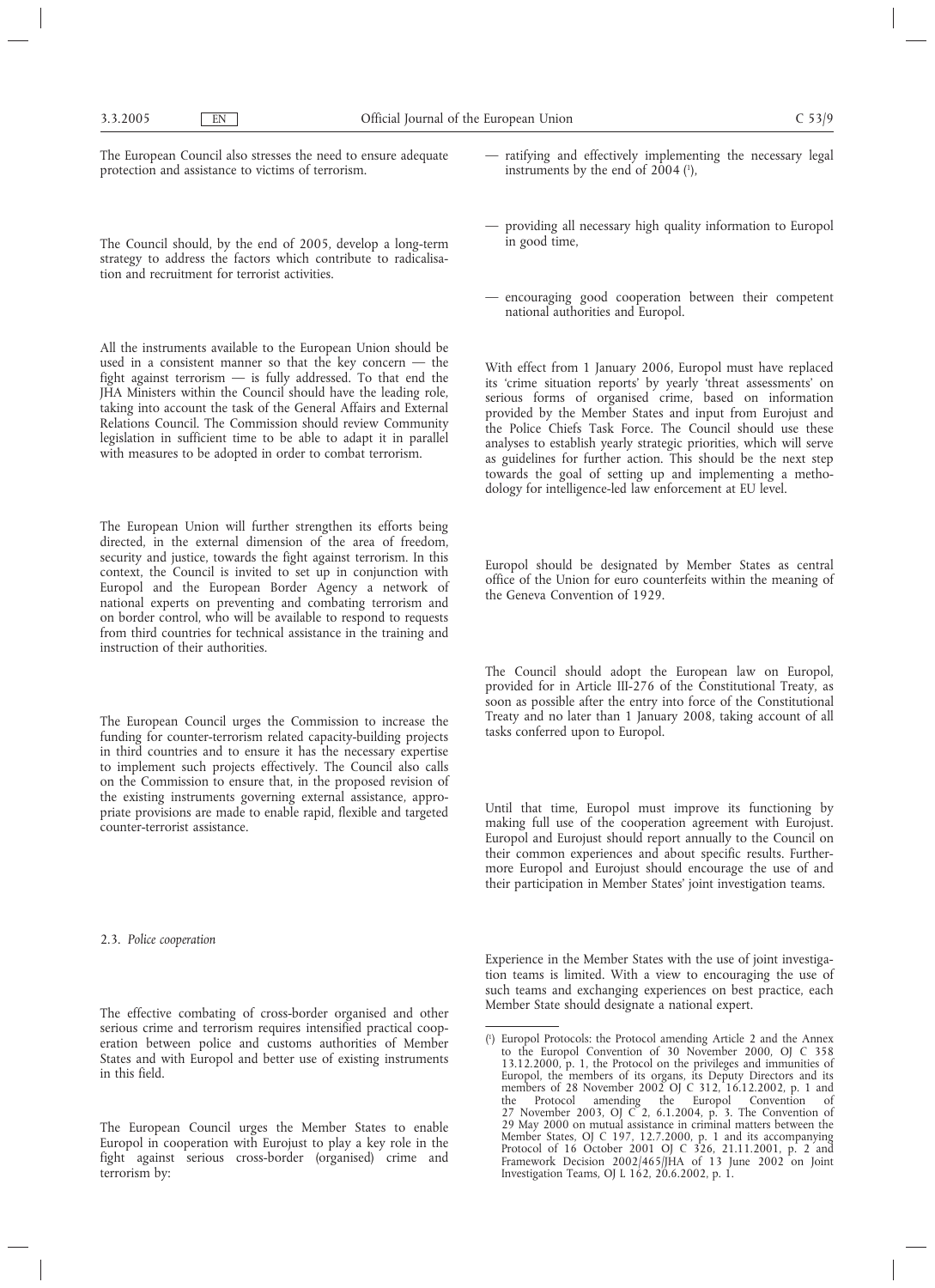The European Council also stresses the need to ensure adequate protection and assistance to victims of terrorism.

The Council should, by the end of 2005, develop a long-term strategy to address the factors which contribute to radicalisation and recruitment for terrorist activities.

All the instruments available to the European Union should be used in a consistent manner so that the key concern — the fight against terrorism — is fully addressed. To that end the JHA Ministers within the Council should have the leading role, taking into account the task of the General Affairs and External Relations Council. The Commission should review Community legislation in sufficient time to be able to adapt it in parallel with measures to be adopted in order to combat terrorism.

The European Union will further strengthen its efforts being directed, in the external dimension of the area of freedom, security and justice, towards the fight against terrorism. In this context, the Council is invited to set up in conjunction with Europol and the European Border Agency a network of national experts on preventing and combating terrorism and on border control, who will be available to respond to requests from third countries for technical assistance in the training and instruction of their authorities.

The European Council urges the Commission to increase the funding for counter-terrorism related capacity-building projects in third countries and to ensure it has the necessary expertise to implement such projects effectively. The Council also calls on the Commission to ensure that, in the proposed revision of the existing instruments governing external assistance, appropriate provisions are made to enable rapid, flexible and targeted counter-terrorist assistance.

### 2.3. *Police cooperation*

The effective combating of cross-border organised and other serious crime and terrorism requires intensified practical cooperation between police and customs authorities of Member States and with Europol and better use of existing instruments in this field.

The European Council urges the Member States to enable Europol in cooperation with Eurojust to play a key role in the fight against serious cross-border (organised) crime and terrorism by:

- ratifying and effectively implementing the necessary legal instruments by the end of 2004 [1],
- providing all necessary high quality information to Europol in good time,
- encouraging good cooperation between their competent national authorities and Europol.

With effect from 1 January 2006, Europol must have replaced its 'crime situation reports' by yearly 'threat assessments' on serious forms of organised crime, based on information provided by the Member States and input from Eurojust and the Police Chiefs Task Force. The Council should use these analyses to establish yearly strategic priorities, which will serve as guidelines for further action. This should be the next step towards the goal of setting up and implementing a methodology for intelligence-led law enforcement at EU level.

Europol should be designated by Member States as central office of the Union for euro counterfeits within the meaning of the Geneva Convention of 1929.

The Council should adopt the European law on Europol, provided for in Article III-276 of the Constitutional Treaty, as soon as possible after the entry into force of the Constitutional Treaty and no later than 1 January 2008, taking account of all tasks conferred upon to Europol.

Until that time, Europol must improve its functioning by making full use of the cooperation agreement with Eurojust. Europol and Eurojust should report annually to the Council on their common experiences and about specific results. Furthermore Europol and Eurojust should encourage the use of and their participation in Member States' joint investigation teams.

Experience in the Member States with the use of joint investigation teams is limited. With a view to encouraging the use of such teams and exchanging experiences on best practice, each Member State should designate a national expert.

[1] Europol Protocols: the Protocol amending Article 2 and the Annex to the Europol Convention of 30 November 2000, OJ C 358 13.12.2000, p. 1, the Protocol on the privileges and immunities of Europol, the members of its organs, its Deputy Directors and its members of 28 November 2002 OJ C 312, 16.12.2002, p. 1 and the Protocol amending the Europol Convention of 27 November 2003, OJ C 2, 6.1.2004, p. 3. The Convention of 29 May 2000 on mutual assistance in criminal matters between the Member States, OJ C 197, 12.7.2000, p. 1 and its accompanying Protocol of 16 October 2001 OJ C 326, 21.11.2001, p. 2 and Framework Decision 2002/465/JHA of 13 June 2002 on Joint Investigation Teams, OJ L 162, 20.6.2002, p. 1.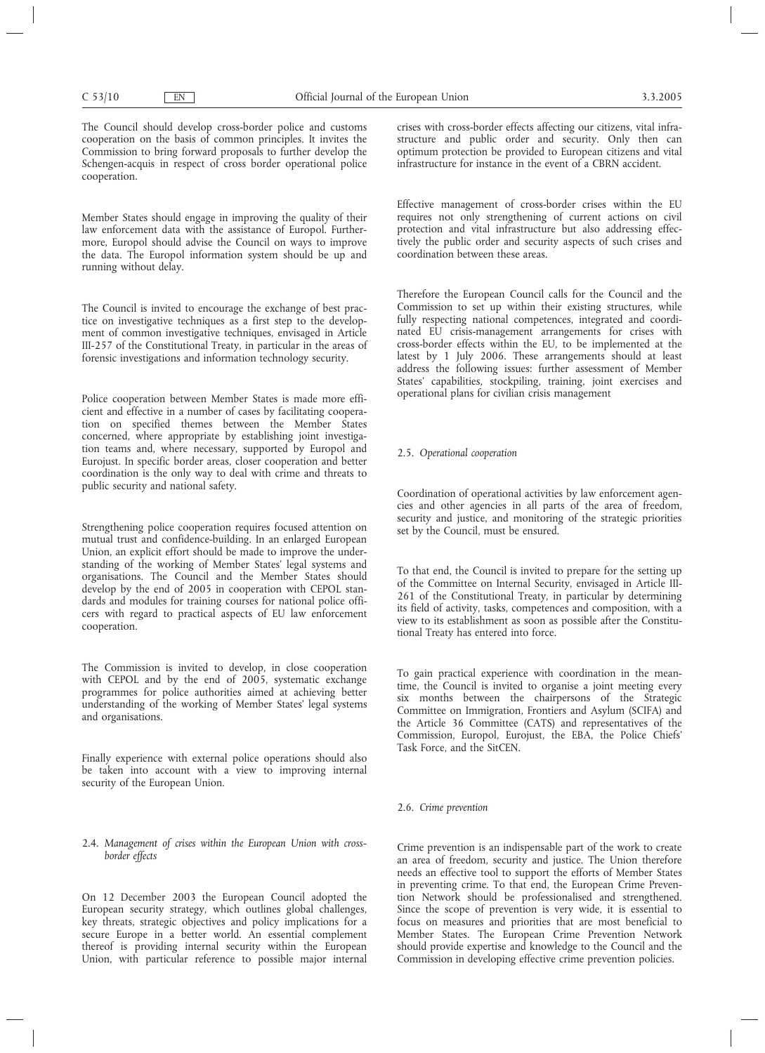The Council should develop cross-border police and customs cooperation on the basis of common principles. It invites the Commission to bring forward proposals to further develop the Schengen-acquis in respect of cross border operational police cooperation.

Member States should engage in improving the quality of their law enforcement data with the assistance of Europol. Furthermore, Europol should advise the Council on ways to improve the data. The Europol information system should be up and running without delay.

The Council is invited to encourage the exchange of best practice on investigative techniques as a first step to the development of common investigative techniques, envisaged in Article III-257 of the Constitutional Treaty, in particular in the areas of forensic investigations and information technology security.

Police cooperation between Member States is made more efficient and effective in a number of cases by facilitating cooperation on specified themes between the Member States concerned, where appropriate by establishing joint investigation teams and, where necessary, supported by Europol and Eurojust. In specific border areas, closer cooperation and better coordination is the only way to deal with crime and threats to public security and national safety.

Strengthening police cooperation requires focused attention on mutual trust and confidence-building. In an enlarged European Union, an explicit effort should be made to improve the understanding of the working of Member States' legal systems and organisations. The Council and the Member States should develop by the end of 2005 in cooperation with CEPOL standards and modules for training courses for national police officers with regard to practical aspects of EU law enforcement cooperation.

The Commission is invited to develop, in close cooperation with CEPOL and by the end of 2005, systematic exchange programmes for police authorities aimed at achieving better understanding of the working of Member States' legal systems and organisations.

Finally experience with external police operations should also be taken into account with a view to improving internal security of the European Union.

### 2.4. *Management of crises within the European Union with cross-border effects*

On 12 December 2003 the European Council adopted the European security strategy, which outlines global challenges, key threats, strategic objectives and policy implications for a secure Europe in a better world. An essential complement thereof is providing internal security within the European Union, with particular reference to possible major internal crises with cross-border effects affecting our citizens, vital infrastructure and public order and security. Only then can optimum protection be provided to European citizens and vital infrastructure for instance in the event of a CBRN accident.

Effective management of cross-border crises within the EU requires not only strengthening of current actions on civil protection and vital infrastructure but also addressing effectively the public order and security aspects of such crises and coordination between these areas.

Therefore the European Council calls for the Council and the Commission to set up within their existing structures, while fully respecting national competences, integrated and coordinated EU crisis-management arrangements for crises with cross-border effects within the EU, to be implemented at the latest by 1 July 2006. These arrangements should at least address the following issues: further assessment of Member States' capabilities, stockpiling, training, joint exercises and operational plans for civilian crisis management

### 2.5. *Operational cooperation*

Coordination of operational activities by law enforcement agencies and other agencies in all parts of the area of freedom, security and justice, and monitoring of the strategic priorities set by the Council, must be ensured.

To that end, the Council is invited to prepare for the setting up of the Committee on Internal Security, envisaged in Article III-261 of the Constitutional Treaty, in particular by determining its field of activity, tasks, competences and composition, with a view to its establishment as soon as possible after the Constitutional Treaty has entered into force.

To gain practical experience with coordination in the meantime, the Council is invited to organise a joint meeting every six months between the chairpersons of the Strategic Committee on Immigration, Frontiers and Asylum (SCIFA) and the Article 36 Committee (CATS) and representatives of the Commission, Europol, Eurojust, the EBA, the Police Chiefs' Task Force, and the SitCEN.

### 2.6. *Crime prevention*

Crime prevention is an indispensable part of the work to create an area of freedom, security and justice. The Union therefore needs an effective tool to support the efforts of Member States in preventing crime. To that end, the European Crime Prevention Network should be professionalised and strengthened. Since the scope of prevention is very wide, it is essential to focus on measures and priorities that are most beneficial to Member States. The European Crime Prevention Network should provide expertise and knowledge to the Council and the Commission in developing effective crime prevention policies.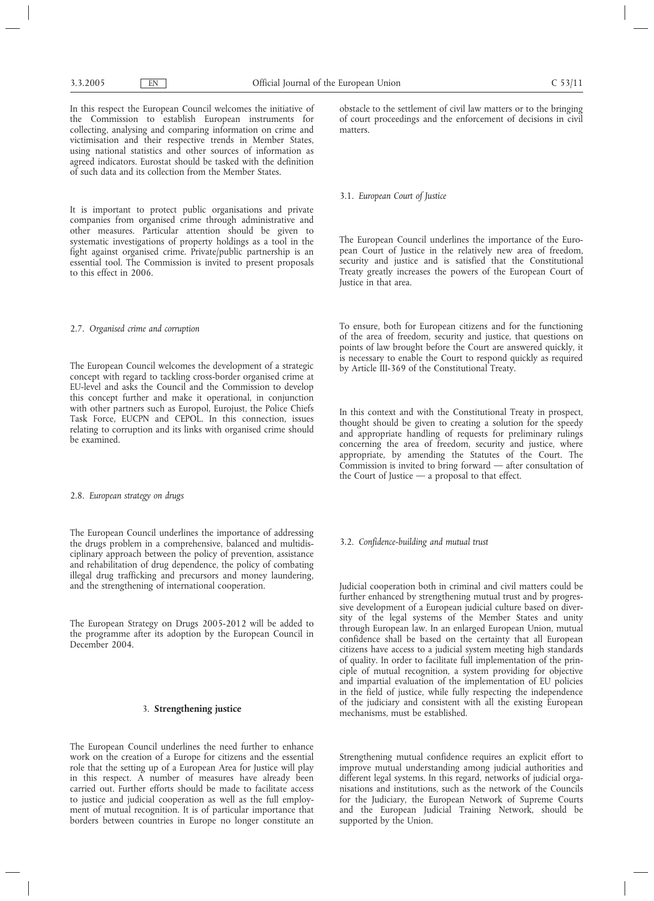In this respect the European Council welcomes the initiative of the Commission to establish European instruments for collecting, analysing and comparing information on crime and victimisation and their respective trends in Member States, using national statistics and other sources of information as agreed indicators. Eurostat should be tasked with the definition of such data and its collection from the Member States.

It is important to protect public organisations and private companies from organised crime through administrative and other measures. Particular attention should be given to systematic investigations of property holdings as a tool in the fight against organised crime. Private/public partnership is an essential tool. The Commission is invited to present proposals to this effect in 2006.

### 2.7. *Organised crime and corruption*

The European Council welcomes the development of a strategic concept with regard to tackling cross-border organised crime at EU-level and asks the Council and the Commission to develop this concept further and make it operational, in conjunction with other partners such as Europol, Eurojust, the Police Chiefs Task Force, EUCPN and CEPOL. In this connection, issues relating to corruption and its links with organised crime should be examined.

### 2.8. *European strategy on drugs*

The European Council underlines the importance of addressing the drugs problem in a comprehensive, balanced and multidisciplinary approach between the policy of prevention, assistance and rehabilitation of drug dependence, the policy of combating illegal drug trafficking and precursors and money laundering, and the strengthening of international cooperation.

The European Strategy on Drugs 2005-2012 will be added to the programme after its adoption by the European Council in December 2004.

## 3. **Strengthening justice**

The European Council underlines the need further to enhance work on the creation of a Europe for citizens and the essential role that the setting up of a European Area for Justice will play in this respect. A number of measures have already been carried out. Further efforts should be made to facilitate access to justice and judicial cooperation as well as the full employment of mutual recognition. It is of particular importance that borders between countries in Europe no longer constitute an obstacle to the settlement of civil law matters or to the bringing of court proceedings and the enforcement of decisions in civil matters.

### 3.1. *European Court of Justice*

The European Council underlines the importance of the European Court of Justice in the relatively new area of freedom, security and justice and is satisfied that the Constitutional Treaty greatly increases the powers of the European Court of Justice in that area.

To ensure, both for European citizens and for the functioning of the area of freedom, security and justice, that questions on points of law brought before the Court are answered quickly, it is necessary to enable the Court to respond quickly as required by Article III-369 of the Constitutional Treaty.

In this context and with the Constitutional Treaty in prospect, thought should be given to creating a solution for the speedy and appropriate handling of requests for preliminary rulings concerning the area of freedom, security and justice, where appropriate, by amending the Statutes of the Court. The Commission is invited to bring forward — after consultation of the Court of Justice — a proposal to that effect.

### 3.2. *Confidence-building and mutual trust*

Judicial cooperation both in criminal and civil matters could be further enhanced by strengthening mutual trust and by progressive development of a European judicial culture based on diversity of the legal systems of the Member States and unity through European law. In an enlarged European Union, mutual confidence shall be based on the certainty that all European citizens have access to a judicial system meeting high standards of quality. In order to facilitate full implementation of the principle of mutual recognition, a system providing for objective and impartial evaluation of the implementation of EU policies in the field of justice, while fully respecting the independence of the judiciary and consistent with all the existing European mechanisms, must be established.

Strengthening mutual confidence requires an explicit effort to improve mutual understanding among judicial authorities and different legal systems. In this regard, networks of judicial organisations and institutions, such as the network of the Councils for the Judiciary, the European Network of Supreme Courts and the European Judicial Training Network, should be supported by the Union.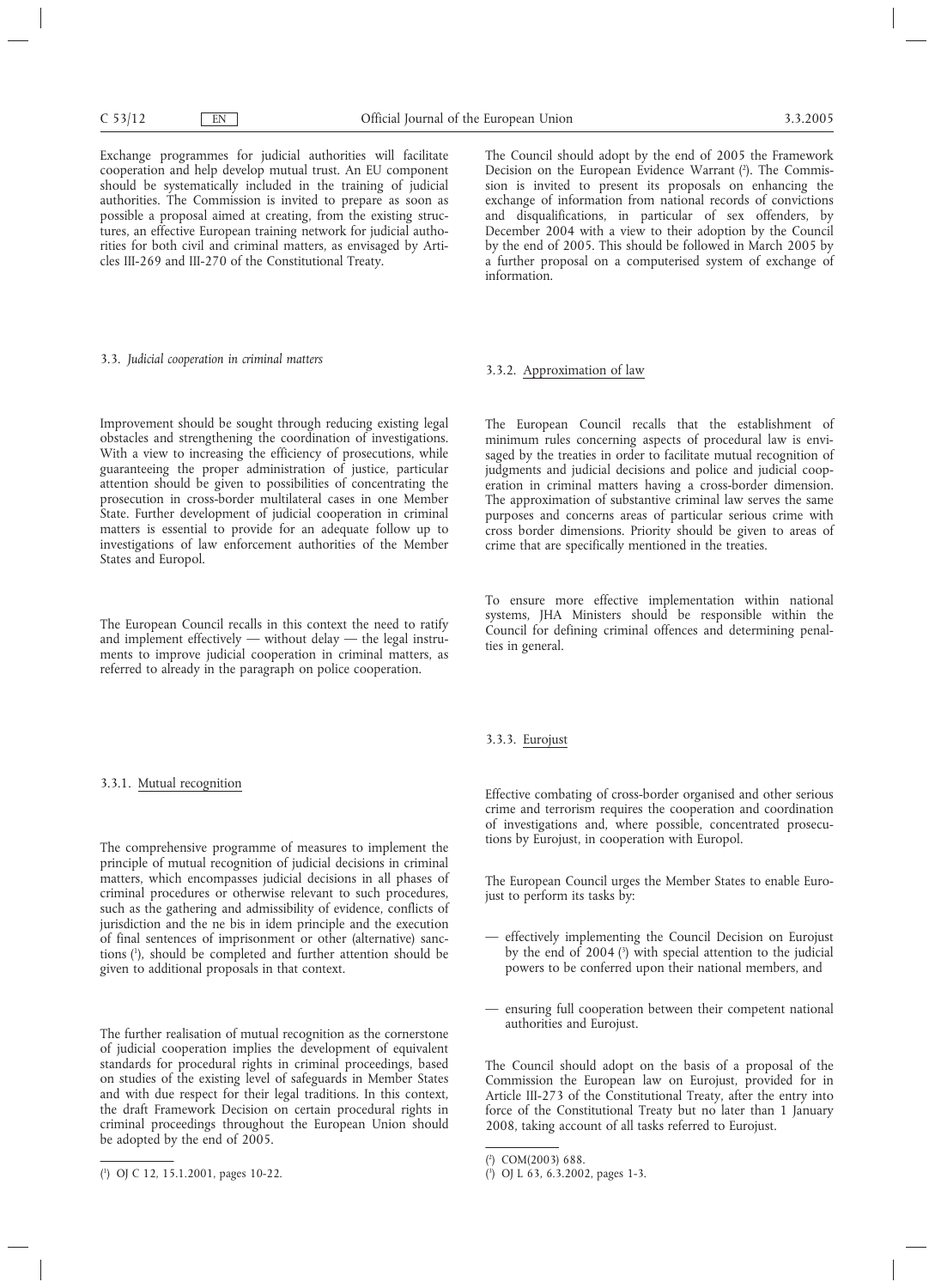Exchange programmes for judicial authorities will facilitate cooperation and help develop mutual trust. An EU component should be systematically included in the training of judicial authorities. The Commission is invited to prepare as soon as possible a proposal aimed at creating, from the existing structures, an effective European training network for judicial authorities for both civil and criminal matters, as envisaged by Articles III-269 and III-270 of the Constitutional Treaty.

### 3.3. *Judicial cooperation in criminal matters*

Improvement should be sought through reducing existing legal obstacles and strengthening the coordination of investigations. With a view to increasing the efficiency of prosecutions, while guaranteeing the proper administration of justice, particular attention should be given to possibilities of concentrating the prosecution in cross-border multilateral cases in one Member State. Further development of judicial cooperation in criminal matters is essential to provide for an adequate follow up to investigations of law enforcement authorities of the Member States and Europol.

The European Council recalls in this context the need to ratify and implement effectively — without delay — the legal instruments to improve judicial cooperation in criminal matters, as referred to already in the paragraph on police cooperation.

#### 3.3.1. Mutual recognition

The comprehensive programme of measures to implement the principle of mutual recognition of judicial decisions in criminal matters, which encompasses judicial decisions in all phases of criminal procedures or otherwise relevant to such procedures, such as the gathering and admissibility of evidence, conflicts of jurisdiction and the ne bis in idem principle and the execution of final sentences of imprisonment or other (alternative) sanctions [1], should be completed and further attention should be given to additional proposals in that context.

The further realisation of mutual recognition as the cornerstone of judicial cooperation implies the development of equivalent standards for procedural rights in criminal proceedings, based on studies of the existing level of safeguards in Member States and with due respect for their legal traditions. In this context, the draft Framework Decision on certain procedural rights in criminal proceedings throughout the European Union should be adopted by the end of 2005.

The Council should adopt by the end of 2005 the Framework Decision on the European Evidence Warrant [2]. The Commission is invited to present its proposals on enhancing the exchange of information from national records of convictions and disqualifications, in particular of sex offenders, by December 2004 with a view to their adoption by the Council by the end of 2005. This should be followed in March 2005 by a further proposal on a computerised system of exchange of information.

#### 3.3.2. Approximation of law

The European Council recalls that the establishment of minimum rules concerning aspects of procedural law is envisaged by the treaties in order to facilitate mutual recognition of judgments and judicial decisions and police and judicial cooperation in criminal matters having a cross-border dimension. The approximation of substantive criminal law serves the same purposes and concerns areas of particular serious crime with cross border dimensions. Priority should be given to areas of crime that are specifically mentioned in the treaties.

To ensure more effective implementation within national systems, JHA Ministers should be responsible within the Council for defining criminal offences and determining penalties in general.

#### 3.3.3. Eurojust

Effective combating of cross-border organised and other serious crime and terrorism requires the cooperation and coordination of investigations and, where possible, concentrated prosecutions by Eurojust, in cooperation with Europol.

The European Council urges the Member States to enable Eurojust to perform its tasks by:

- effectively implementing the Council Decision on Eurojust by the end of 2004 [3] with special attention to the judicial powers to be conferred upon their national members, and
- ensuring full cooperation between their competent national authorities and Eurojust.

The Council should adopt on the basis of a proposal of the Commission the European law on Eurojust, provided for in Article III-273 of the Constitutional Treaty, after the entry into force of the Constitutional Treaty but no later than 1 January 2008, taking account of all tasks referred to Eurojust.

---

[1] OJ C 12, 15.1.2001, pages 10-22.

[2] COM(2003) 688.

[3] OJ L 63, 6.3.2002, pages 1-3.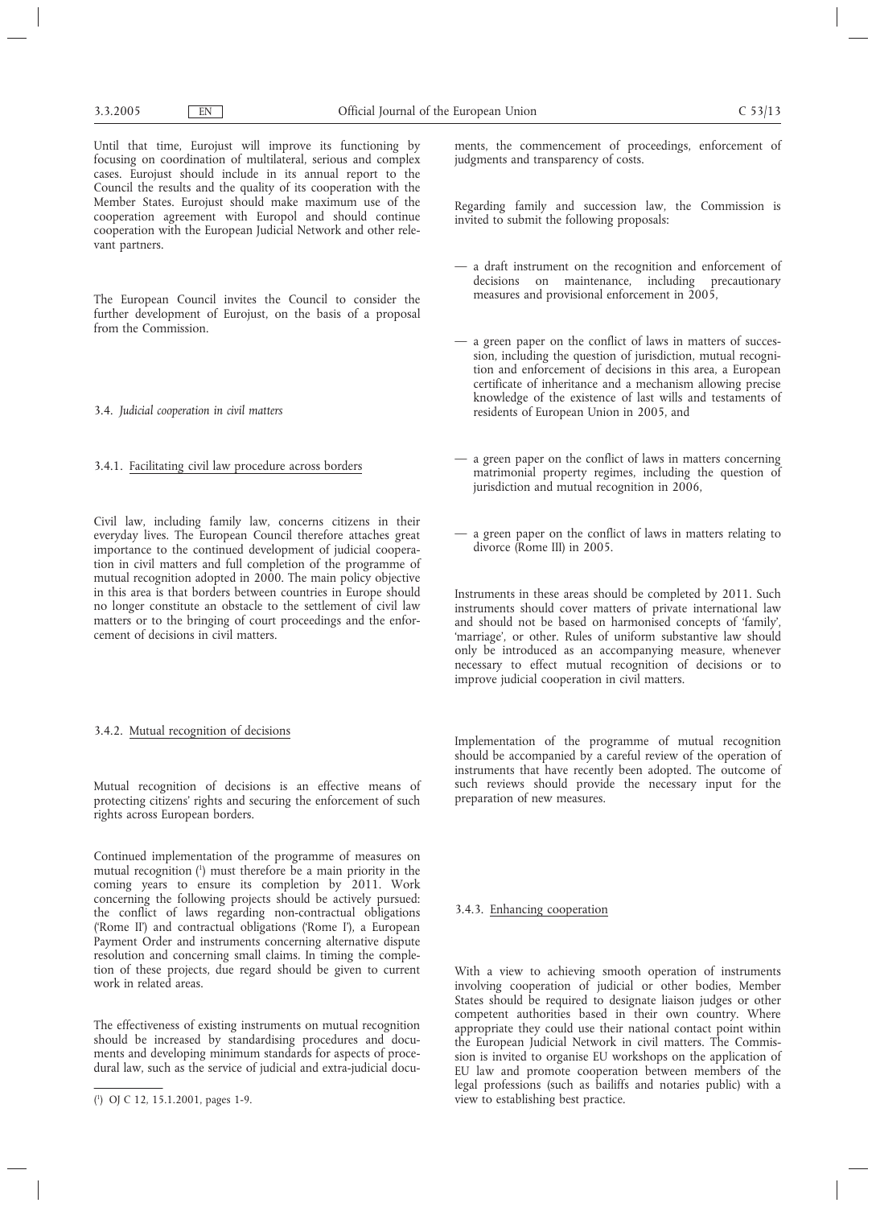Until that time, Eurojust will improve its functioning by focusing on coordination of multilateral, serious and complex cases. Eurojust should include in its annual report to the Council the results and the quality of its cooperation with the Member States. Eurojust should make maximum use of the cooperation agreement with Europol and should continue cooperation with the European Judicial Network and other relevant partners.

The European Council invites the Council to consider the further development of Eurojust, on the basis of a proposal from the Commission.

### 3.4. *Judicial cooperation in civil matters*

#### 3.4.1. Facilitating civil law procedure across borders

Civil law, including family law, concerns citizens in their everyday lives. The European Council therefore attaches great importance to the continued development of judicial cooperation in civil matters and full completion of the programme of mutual recognition adopted in 2000. The main policy objective in this area is that borders between countries in Europe should no longer constitute an obstacle to the settlement of civil law matters or to the bringing of court proceedings and the enforcement of decisions in civil matters.

#### 3.4.2. Mutual recognition of decisions

Mutual recognition of decisions is an effective means of protecting citizens' rights and securing the enforcement of such rights across European borders.

Continued implementation of the programme of measures on mutual recognition [1] must therefore be a main priority in the coming years to ensure its completion by 2011. Work concerning the following projects should be actively pursued: the conflict of laws regarding non-contractual obligations ('Rome II') and contractual obligations ('Rome I'), a European Payment Order and instruments concerning alternative dispute resolution and concerning small claims. In timing the completion of these projects, due regard should be given to current work in related areas.

The effectiveness of existing instruments on mutual recognition should be increased by standardising procedures and documents and developing minimum standards for aspects of procedural law, such as the service of judicial and extra-judicial documents, the commencement of proceedings, enforcement of judgments and transparency of costs.

Regarding family and succession law, the Commission is invited to submit the following proposals:

— a draft instrument on the recognition and enforcement of decisions on maintenance, including precautionary measures and provisional enforcement in 2005,

— a green paper on the conflict of laws in matters of succession, including the question of jurisdiction, mutual recognition and enforcement of decisions in this area, a European certificate of inheritance and a mechanism allowing precise knowledge of the existence of last wills and testaments of residents of European Union in 2005, and

— a green paper on the conflict of laws in matters concerning matrimonial property regimes, including the question of jurisdiction and mutual recognition in 2006,

— a green paper on the conflict of laws in matters relating to divorce (Rome III) in 2005.

Instruments in these areas should be completed by 2011. Such instruments should cover matters of private international law and should not be based on harmonised concepts of 'family', 'marriage', or other. Rules of uniform substantive law should only be introduced as an accompanying measure, whenever necessary to effect mutual recognition of decisions or to improve judicial cooperation in civil matters.

Implementation of the programme of mutual recognition should be accompanied by a careful review of the operation of instruments that have recently been adopted. The outcome of such reviews should provide the necessary input for the preparation of new measures.

#### 3.4.3. Enhancing cooperation

With a view to achieving smooth operation of instruments involving cooperation of judicial or other bodies, Member States should be required to designate liaison judges or other competent authorities based in their own country. Where appropriate they could use their national contact point within the European Judicial Network in civil matters. The Commission is invited to organise EU workshops on the application of EU law and promote cooperation between members of the legal professions (such as bailiffs and notaries public) with a view to establishing best practice.

---

[1] OJ C 12, 15.1.2001, pages 1-9.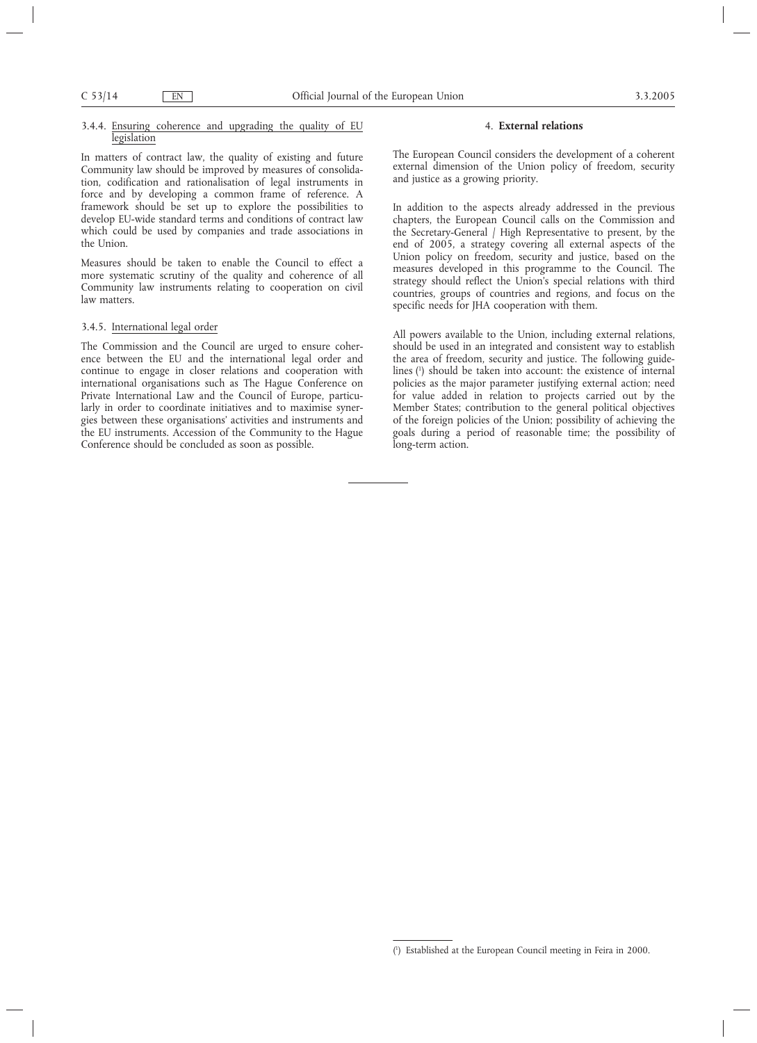#### 3.4.4. Ensuring coherence and upgrading the quality of EU legislation

In matters of contract law, the quality of existing and future Community law should be improved by measures of consolidation, codification and rationalisation of legal instruments in force and by developing a common frame of reference. A framework should be set up to explore the possibilities to develop EU-wide standard terms and conditions of contract law which could be used by companies and trade associations in the Union.

Measures should be taken to enable the Council to effect a more systematic scrutiny of the quality and coherence of all Community law instruments relating to cooperation on civil law matters.

#### 3.4.5. International legal order

The Commission and the Council are urged to ensure coherence between the EU and the international legal order and continue to engage in closer relations and cooperation with international organisations such as The Hague Conference on Private International Law and the Council of Europe, particularly in order to coordinate initiatives and to maximise synergies between these organisations' activities and instruments and the EU instruments. Accession of the Community to the Hague Conference should be concluded as soon as possible.

## 4. **External relations**

The European Council considers the development of a coherent external dimension of the Union policy of freedom, security and justice as a growing priority.

In addition to the aspects already addressed in the previous chapters, the European Council calls on the Commission and the Secretary-General / High Representative to present, by the end of 2005, a strategy covering all external aspects of the Union policy on freedom, security and justice, based on the measures developed in this programme to the Council. The strategy should reflect the Union's special relations with third countries, groups of countries and regions, and focus on the specific needs for JHA cooperation with them.

All powers available to the Union, including external relations, should be used in an integrated and consistent way to establish the area of freedom, security and justice. The following guidelines [1] should be taken into account: the existence of internal policies as the major parameter justifying external action; need for value added in relation to projects carried out by the Member States; contribution to the general political objectives of the foreign policies of the Union; possibility of achieving the goals during a period of reasonable time; the possibility of long-term action.

---

[1] Established at the European Council meeting in Feira in 2000.